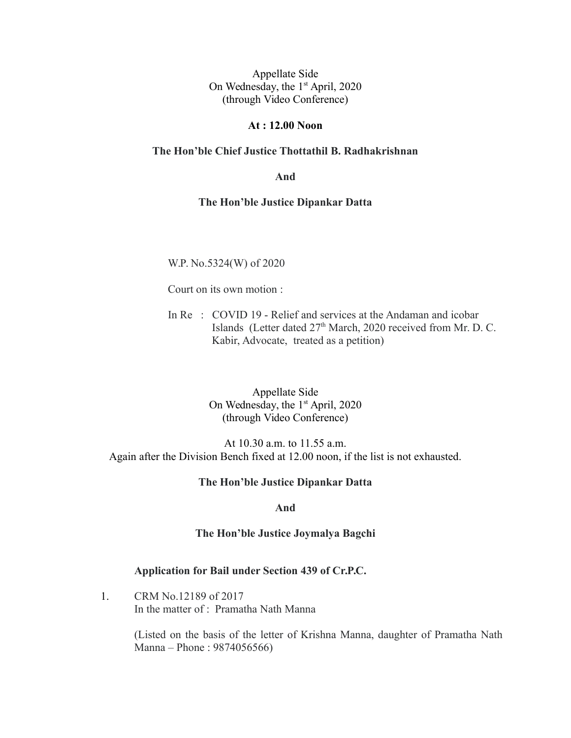Appellate Side
On Wednesday, the 1st April, 2020
(through Video Conference)

**At : 12.00 Noon**

**The Hon'ble Chief Justice Thottathil B. Radhakrishnan**

**And**

**The Hon'ble Justice Dipankar Datta**

W.P. No.5324(W) of 2020

Court on its own motion :

In Re : COVID 19 - Relief and services at the Andaman and icobar Islands (Letter dated 27th March, 2020 received from Mr. D. C. Kabir, Advocate, treated as a petition)

Appellate Side
On Wednesday, the 1st April, 2020
(through Video Conference)

At 10.30 a.m. to 11.55 a.m.
Again after the Division Bench fixed at 12.00 noon, if the list is not exhausted.

**The Hon'ble Justice Dipankar Datta**

**And**

**The Hon'ble Justice Joymalya Bagchi**

**Application for Bail under Section 439 of Cr.P.C.**

1. CRM No.12189 of 2017
   In the matter of : Pramatha Nath Manna

   (Listed on the basis of the letter of Krishna Manna, daughter of Pramatha Nath Manna – Phone : 9874056566)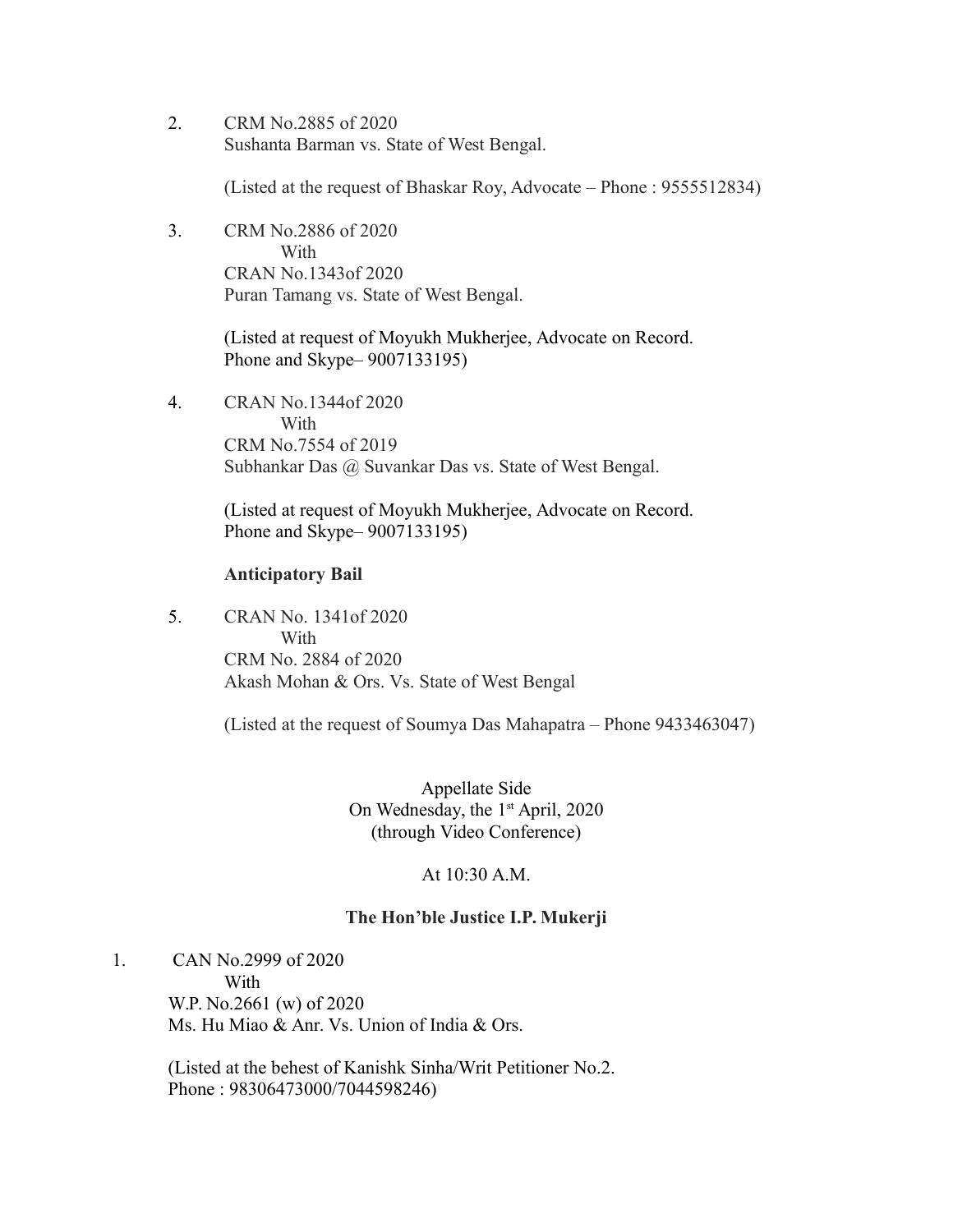2. CRM No.2885 of 2020
   Sushanta Barman vs. State of West Bengal.

   (Listed at the request of Bhaskar Roy, Advocate – Phone : 9555512834)

3. CRM No.2886 of 2020
   With
   CRAN No.1343of 2020
   Puran Tamang vs. State of West Bengal.

   (Listed at request of Moyukh Mukherjee, Advocate on Record.
   Phone and Skype– 9007133195)

4. CRAN No.1344of 2020
   With
   CRM No.7554 of 2019
   Subhankar Das @ Suvankar Das vs. State of West Bengal.

   (Listed at request of Moyukh Mukherjee, Advocate on Record.
   Phone and Skype– 9007133195)

**Anticipatory Bail**

5. CRAN No. 1341of 2020
   With
   CRM No. 2884 of 2020
   Akash Mohan & Ors. Vs. State of West Bengal

   (Listed at the request of Soumya Das Mahapatra – Phone 9433463047)

Appellate Side
On Wednesday, the 1st April, 2020
(through Video Conference)

At 10:30 A.M.

**The Hon'ble Justice I.P. Mukerji**

1. CAN No.2999 of 2020
   With
   W.P. No.2661 (w) of 2020
   Ms. Hu Miao & Anr. Vs. Union of India & Ors.

   (Listed at the behest of Kanishk Sinha/Writ Petitioner No.2.
   Phone : 98306473000/7044598246)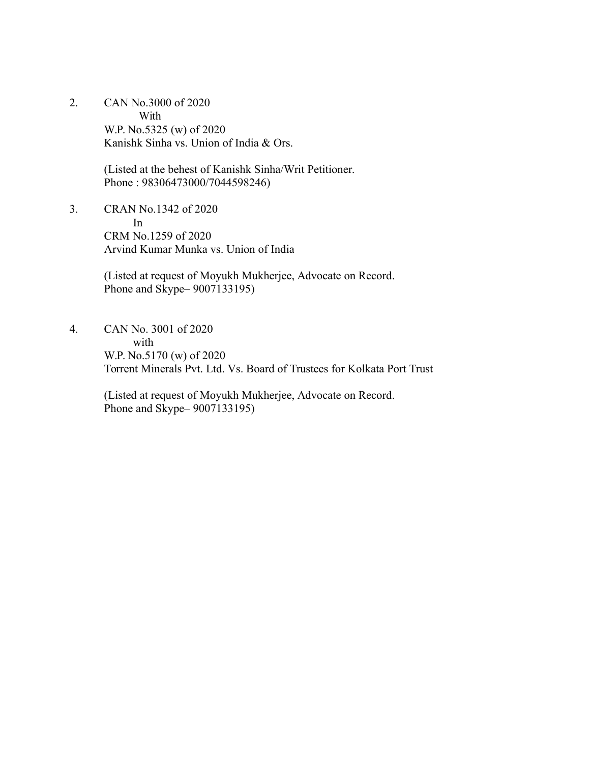2. CAN No.3000 of 2020
   With
   W.P. No.5325 (w) of 2020
   Kanishk Sinha vs. Union of India & Ors.

   (Listed at the behest of Kanishk Sinha/Writ Petitioner.
   Phone : 98306473000/7044598246)

3. CRAN No.1342 of 2020
   In
   CRM No.1259 of 2020
   Arvind Kumar Munka vs. Union of India

   (Listed at request of Moyukh Mukherjee, Advocate on Record.
   Phone and Skype– 9007133195)

4. CAN No. 3001 of 2020
   with
   W.P. No.5170 (w) of 2020
   Torrent Minerals Pvt. Ltd. Vs. Board of Trustees for Kolkata Port Trust

   (Listed at request of Moyukh Mukherjee, Advocate on Record.
   Phone and Skype– 9007133195)